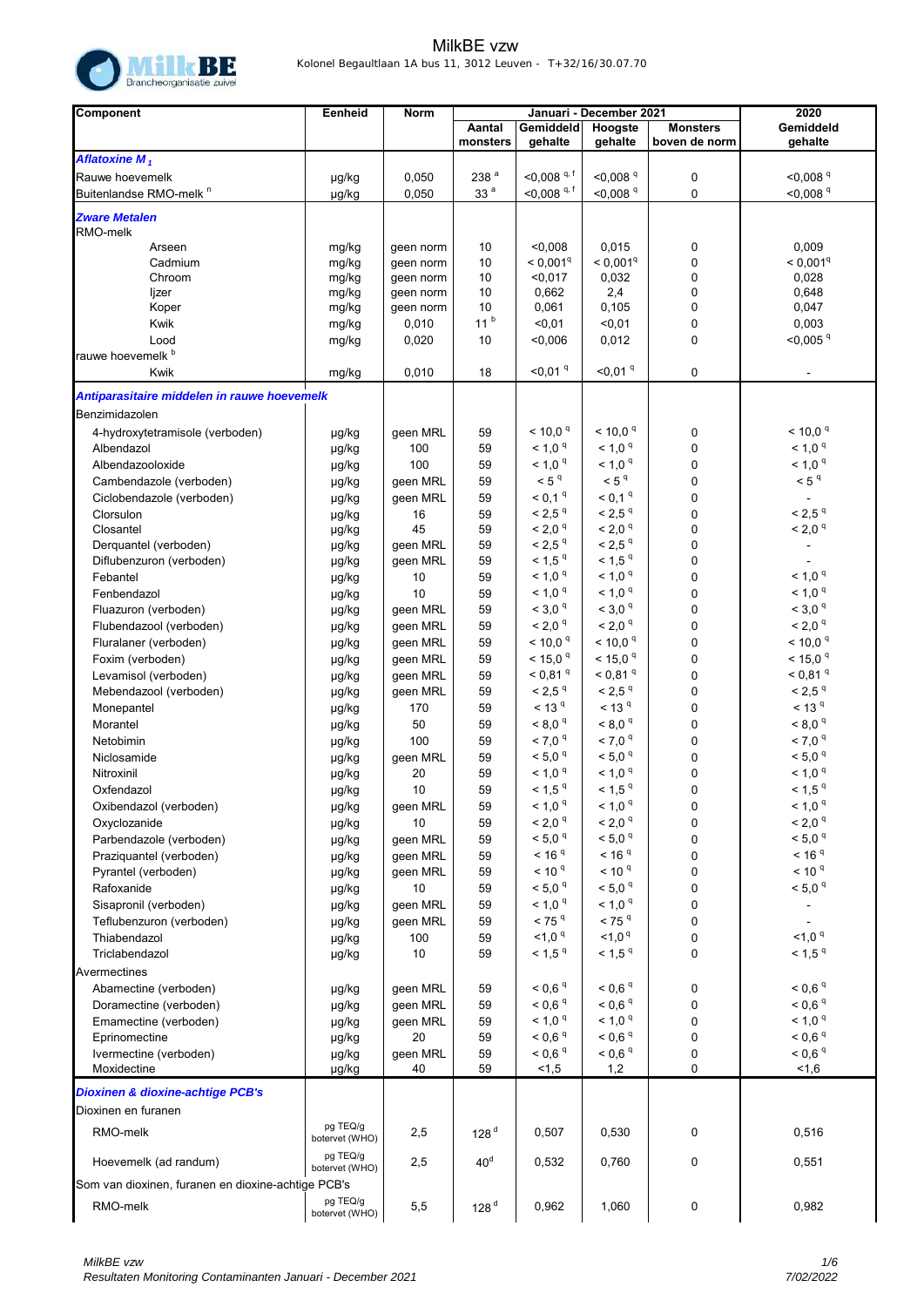# MilkBE vzw

Kolonel Begaultlaan 1A bus 11, 3012 Leuven - T+32/16/30.07.70

| Component | Eenheid | Norm | Januari - December 2021 | | | | 2020 |
|---|---|---|---|---|---|---|---|
| | | | Aantal monsters | Gemiddeld gehalte | Hoogste gehalte | Monsters boven de norm | Gemiddeld gehalte |
| ***Aflatoxine $M_1$*** | | | | | | | |
| Rauwe hoevemelk | µg/kg | 0,050 | 238 [a] | <0,008 [q, f] | <0,008 [q] | 0 | <0,008 [q] |
| Buitenlandse RMO-melk [n] | µg/kg | 0,050 | 33 [a] | <0,008 [q, f] | <0,008 [q] | 0 | <0,008 [q] |
| ***Zware Metalen*** | | | | | | | |
| RMO-melk | | | | | | | |
| Arseen | mg/kg | geen norm | 10 | <0,008 | 0,015 | 0 | 0,009 |
| Cadmium | mg/kg | geen norm | 10 | < 0,001[q] | < 0,001[q] | 0 | < 0,001[q] |
| Chroom | mg/kg | geen norm | 10 | <0,017 | 0,032 | 0 | 0,028 |
| Ijzer | mg/kg | geen norm | 10 | 0,662 | 2,4 | 0 | 0,648 |
| Koper | mg/kg | geen norm | 10 | 0,061 | 0,105 | 0 | 0,047 |
| Kwik | mg/kg | 0,010 | 11 [b] | <0,01 | <0,01 | 0 | 0,003 |
| Lood | mg/kg | 0,020 | 10 | <0,006 | 0,012 | 0 | <0,005 [q] |
| rauwe hoevemelk [b] | | | | | | | |
| Kwik | mg/kg | 0,010 | 18 | <0,01 [q] | <0,01 [q] | 0 | - |
| ***Antiparasitaire middelen in rauwe hoevemelk*** | | | | | | | |
| Benzimidazolen | | | | | | | |
| 4-hydroxytetramisole (verboden) | µg/kg | geen MRL | 59 | < 10,0 [q] | < 10,0 [q] | 0 | < 10,0 [q] |
| Albendazol | µg/kg | 100 | 59 | < 1,0 [q] | < 1,0 [q] | 0 | < 1,0 [q] |
| Albendazooloxide | µg/kg | 100 | 59 | < 1,0 [q] | < 1,0 [q] | 0 | < 1,0 [q] |
| Cambendazole (verboden) | µg/kg | geen MRL | 59 | < 5 [q] | < 5 [q] | 0 | < 5 [q] |
| Ciclobendazole (verboden) | µg/kg | geen MRL | 59 | < 0,1 [q] | < 0,1 [q] | 0 | - |
| Clorsulon | µg/kg | 16 | 59 | < 2,5 [q] | < 2,5 [q] | 0 | < 2,5 [q] |
| Closantel | µg/kg | 45 | 59 | < 2,0 [q] | < 2,0 [q] | 0 | < 2,0 [q] |
| Derquantel (verboden) | µg/kg | geen MRL | 59 | < 2,5 [q] | < 2,5 [q] | 0 | - |
| Diflubenzuron (verboden) | µg/kg | geen MRL | 59 | < 1,5 [q] | < 1,5 [q] | 0 | - |
| Febantel | µg/kg | 10 | 59 | < 1,0 [q] | < 1,0 [q] | 0 | < 1,0 [q] |
| Fenbendazol | µg/kg | 10 | 59 | < 1,0 [q] | < 1,0 [q] | 0 | < 1,0 [q] |
| Fluazuron (verboden) | µg/kg | geen MRL | 59 | < 3,0 [q] | < 3,0 [q] | 0 | < 3,0 [q] |
| Flubendazool (verboden) | µg/kg | geen MRL | 59 | < 2,0 [q] | < 2,0 [q] | 0 | < 2,0 [q] |
| Fluralaner (verboden) | µg/kg | geen MRL | 59 | < 10,0 [q] | < 10,0 [q] | 0 | < 10,0 [q] |
| Foxim (verboden) | µg/kg | geen MRL | 59 | < 15,0 [q] | < 15,0 [q] | 0 | < 15,0 [q] |
| Levamisol (verboden) | µg/kg | geen MRL | 59 | < 0,81 [q] | < 0,81 [q] | 0 | < 0,81 [q] |
| Mebendazool (verboden) | µg/kg | geen MRL | 59 | < 2,5 [q] | < 2,5 [q] | 0 | < 2,5 [q] |
| Monepantel | µg/kg | 170 | 59 | < 13 [q] | < 13 [q] | 0 | < 13 [q] |
| Morantel | µg/kg | 50 | 59 | < 8,0 [q] | < 8,0 [q] | 0 | < 8,0 [q] |
| Netobimin | µg/kg | 100 | 59 | < 7,0 [q] | < 7,0 [q] | 0 | < 7,0 [q] |
| Niclosamide | µg/kg | geen MRL | 59 | < 5,0 [q] | < 5,0 [q] | 0 | < 5,0 [q] |
| Nitroxinil | µg/kg | 20 | 59 | < 1,0 [q] | < 1,0 [q] | 0 | < 1,0 [q] |
| Oxfendazol | µg/kg | 10 | 59 | < 1,5 [q] | < 1,5 [q] | 0 | < 1,5 [q] |
| Oxibendazol (verboden) | µg/kg | geen MRL | 59 | < 1,0 [q] | < 1,0 [q] | 0 | < 1,0 [q] |
| Oxyclozanide | µg/kg | 10 | 59 | < 2,0 [q] | < 2,0 [q] | 0 | < 2,0 [q] |
| Parbendazole (verboden) | µg/kg | geen MRL | 59 | < 5,0 [q] | < 5,0 [q] | 0 | < 5,0 [q] |
| Praziquantel (verboden) | µg/kg | geen MRL | 59 | < 16 [q] | < 16 [q] | 0 | < 16 [q] |
| Pyrantel (verboden) | µg/kg | geen MRL | 59 | < 10 [q] | < 10 [q] | 0 | < 10 [q] |
| Rafoxanide | µg/kg | 10 | 59 | < 5,0 [q] | < 5,0 [q] | 0 | < 5,0 [q] |
| Sisapronil (verboden) | µg/kg | geen MRL | 59 | < 1,0 [q] | < 1,0 [q] | 0 | - |
| Teflubenzuron (verboden) | µg/kg | geen MRL | 59 | < 75 [q] | < 75 [q] | 0 | - |
| Thiabendazol | µg/kg | 100 | 59 | <1,0 [q] | <1,0 [q] | 0 | <1,0 [q] |
| Triclabendazol | µg/kg | 10 | 59 | < 1,5 [q] | < 1,5 [q] | 0 | < 1,5 [q] |
| Avermectines | | | | | | | |
| Abamectine (verboden) | µg/kg | geen MRL | 59 | < 0,6 [q] | < 0,6 [q] | 0 | < 0,6 [q] |
| Doramectine (verboden) | µg/kg | geen MRL | 59 | < 0,6 [q] | < 0,6 [q] | 0 | < 0,6 [q] |
| Emamectine (verboden) | µg/kg | geen MRL | 59 | < 1,0 [q] | < 1,0 [q] | 0 | < 1,0 [q] |
| Eprinomectine | µg/kg | 20 | 59 | < 0,6 [q] | < 0,6 [q] | 0 | < 0,6 [q] |
| Ivermectine (verboden) | µg/kg | geen MRL | 59 | < 0,6 [q] | < 0,6 [q] | 0 | < 0,6 [q] |
| Moxidectine | µg/kg | 40 | 59 | <1,5 | 1,2 | 0 | <1,6 |
| ***Dioxinen & dioxine-achtige PCB's*** | | | | | | | |
| Dioxinen en furanen | | | | | | | |
| RMO-melk | pg TEQ/g botervet (WHO) | 2,5 | 128 [d] | 0,507 | 0,530 | 0 | 0,516 |
| Hoevemelk (ad randum) | pg TEQ/g botervet (WHO) | 2,5 | 40[d] | 0,532 | 0,760 | 0 | 0,551 |
| Som van dioxinen, furanen en dioxine-achtige PCB's | | | | | | | |
| RMO-melk | pg TEQ/g botervet (WHO) | 5,5 | 128 [d] | 0,962 | 1,060 | 0 | 0,982 |

MilkBE vzw
Resultaten Monitoring Contaminanten Januari - December 2021

7/02/2022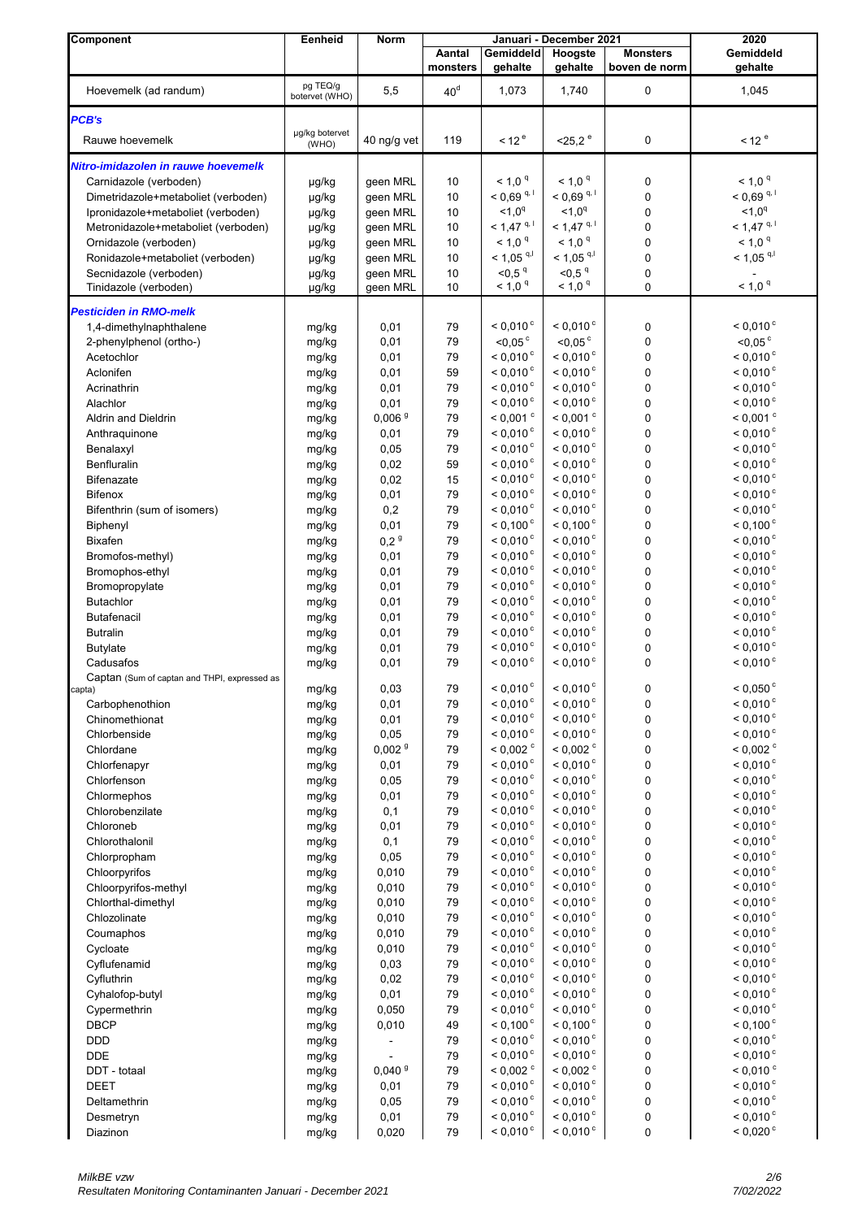| Component | Eenheid | Norm | Januari - December 2021 | | | | 2020 |
|---|---|---|---|---|---|---|---|
| | | | Aantal monsters | Gemiddeld gehalte | Hoogste gehalte | Monsters boven de norm | Gemiddeld gehalte |
| Hoevemelk (ad randum) | pg TEQ/g botervet (WHO) | 5,5 | 40 [d] | 1,073 | 1,740 | 0 | 1,045 |
| ***PCB's*** | | | | | | | |
| Rauwe hoevemelk | µg/kg botervet (WHO) | 40 ng/g vet | 119 | < 12 [e] | <25,2 [e] | 0 | < 12 [e] |
| ***Nitro-imidazolen in rauwe hoevemelk*** | | | | | | | |
| Carnidazole (verboden) | µg/kg | geen MRL | 10 | < 1,0 [q] | < 1,0 [q] | 0 | < 1,0 [q] |
| Dimetridazole+metaboliet (verboden) | µg/kg | geen MRL | 10 | < 0,69 [q, l] | < 0,69 [q, l] | 0 | < 0,69 [q, l] |
| Ipronidazole+metaboliet (verboden) | µg/kg | geen MRL | 10 | <1,0 [q] | <1,0 [q] | 0 | <1,0 [q] |
| Metronidazole+metaboliet (verboden) | µg/kg | geen MRL | 10 | < 1,47 [q, l] | < 1,47 [q, l] | 0 | < 1,47 [q, l] |
| Ornidazole (verboden) | µg/kg | geen MRL | 10 | < 1,0 [q] | < 1,0 [q] | 0 | < 1,0 [q] |
| Ronidazole+metaboliet (verboden) | µg/kg | geen MRL | 10 | < 1,05 [q,l] | < 1,05 [q,l] | 0 | < 1,05 [q,l] |
| Secnidazole (verboden) | µg/kg | geen MRL | 10 | <0,5 [q] | <0,5 [q] | 0 | - |
| Tinidazole (verboden) | µg/kg | geen MRL | 10 | < 1,0 [q] | < 1,0 [q] | 0 | < 1,0 [q] |
| ***Pesticiden in RMO-melk*** | | | | | | | |
| 1,4-dimethylnaphthalene | mg/kg | 0,01 | 79 | < 0,010 [c] | < 0,010 [c] | 0 | < 0,010 [c] |
| 2-phenylphenol (ortho-) | mg/kg | 0,01 | 79 | <0,05 [c] | <0,05 [c] | 0 | <0,05 [c] |
| Acetochlor | mg/kg | 0,01 | 79 | < 0,010 [c] | < 0,010 [c] | 0 | < 0,010 [c] |
| Aclonifen | mg/kg | 0,01 | 59 | < 0,010 [c] | < 0,010 [c] | 0 | < 0,010 [c] |
| Acrinathrin | mg/kg | 0,01 | 79 | < 0,010 [c] | < 0,010 [c] | 0 | < 0,010 [c] |
| Alachlor | mg/kg | 0,01 | 79 | < 0,010 [c] | < 0,010 [c] | 0 | < 0,010 [c] |
| Aldrin and Dieldrin | mg/kg | 0,006 [g] | 79 | < 0,001 [c] | < 0,001 [c] | 0 | < 0,001 [c] |
| Anthraquinone | mg/kg | 0,01 | 79 | < 0,010 [c] | < 0,010 [c] | 0 | < 0,010 [c] |
| Benalaxyl | mg/kg | 0,05 | 79 | < 0,010 [c] | < 0,010 [c] | 0 | < 0,010 [c] |
| Benfluralin | mg/kg | 0,02 | 59 | < 0,010 [c] | < 0,010 [c] | 0 | < 0,010 [c] |
| Bifenazate | mg/kg | 0,02 | 15 | < 0,010 [c] | < 0,010 [c] | 0 | < 0,010 [c] |
| Bifenox | mg/kg | 0,01 | 79 | < 0,010 [c] | < 0,010 [c] | 0 | < 0,010 [c] |
| Bifenthrin (sum of isomers) | mg/kg | 0,2 | 79 | < 0,010 [c] | < 0,010 [c] | 0 | < 0,010 [c] |
| Biphenyl | mg/kg | 0,01 | 79 | < 0,100 [c] | < 0,100 [c] | 0 | < 0,100 [c] |
| Bixafen | mg/kg | 0,2 [g] | 79 | < 0,010 [c] | < 0,010 [c] | 0 | < 0,010 [c] |
| Bromofos-methyl) | mg/kg | 0,01 | 79 | < 0,010 [c] | < 0,010 [c] | 0 | < 0,010 [c] |
| Bromophos-ethyl | mg/kg | 0,01 | 79 | < 0,010 [c] | < 0,010 [c] | 0 | < 0,010 [c] |
| Bromopropylate | mg/kg | 0,01 | 79 | < 0,010 [c] | < 0,010 [c] | 0 | < 0,010 [c] |
| Butachlor | mg/kg | 0,01 | 79 | < 0,010 [c] | < 0,010 [c] | 0 | < 0,010 [c] |
| Butafenacil | mg/kg | 0,01 | 79 | < 0,010 [c] | < 0,010 [c] | 0 | < 0,010 [c] |
| Butralin | mg/kg | 0,01 | 79 | < 0,010 [c] | < 0,010 [c] | 0 | < 0,010 [c] |
| Butylate | mg/kg | 0,01 | 79 | < 0,010 [c] | < 0,010 [c] | 0 | < 0,010 [c] |
| Cadusafos | mg/kg | 0,01 | 79 | < 0,010 [c] | < 0,010 [c] | 0 | < 0,010 [c] |
| Captan (Sum of captan and THPI, expressed as capta) | mg/kg | 0,03 | 79 | < 0,010 [c] | < 0,010 [c] | 0 | < 0,050 [c] |
| Carbophenothion | mg/kg | 0,01 | 79 | < 0,010 [c] | < 0,010 [c] | 0 | < 0,010 [c] |
| Chinomethionat | mg/kg | 0,01 | 79 | < 0,010 [c] | < 0,010 [c] | 0 | < 0,010 [c] |
| Chlorbenside | mg/kg | 0,05 | 79 | < 0,010 [c] | < 0,010 [c] | 0 | < 0,010 [c] |
| Chlordane | mg/kg | 0,002 [g] | 79 | < 0,002 [c] | < 0,002 [c] | 0 | < 0,002 [c] |
| Chlorfenapyr | mg/kg | 0,01 | 79 | < 0,010 [c] | < 0,010 [c] | 0 | < 0,010 [c] |
| Chlorfenson | mg/kg | 0,05 | 79 | < 0,010 [c] | < 0,010 [c] | 0 | < 0,010 [c] |
| Chlormephos | mg/kg | 0,01 | 79 | < 0,010 [c] | < 0,010 [c] | 0 | < 0,010 [c] |
| Chlorobenzilate | mg/kg | 0,1 | 79 | < 0,010 [c] | < 0,010 [c] | 0 | < 0,010 [c] |
| Chloroneb | mg/kg | 0,01 | 79 | < 0,010 [c] | < 0,010 [c] | 0 | < 0,010 [c] |
| Chlorothalonil | mg/kg | 0,1 | 79 | < 0,010 [c] | < 0,010 [c] | 0 | < 0,010 [c] |
| Chlorpropham | mg/kg | 0,05 | 79 | < 0,010 [c] | < 0,010 [c] | 0 | < 0,010 [c] |
| Chloorpyrifos | mg/kg | 0,010 | 79 | < 0,010 [c] | < 0,010 [c] | 0 | < 0,010 [c] |
| Chloorpyrifos-methyl | mg/kg | 0,010 | 79 | < 0,010 [c] | < 0,010 [c] | 0 | < 0,010 [c] |
| Chlorthal-dimethyl | mg/kg | 0,010 | 79 | < 0,010 [c] | < 0,010 [c] | 0 | < 0,010 [c] |
| Chlozolinate | mg/kg | 0,010 | 79 | < 0,010 [c] | < 0,010 [c] | 0 | < 0,010 [c] |
| Coumaphos | mg/kg | 0,010 | 79 | < 0,010 [c] | < 0,010 [c] | 0 | < 0,010 [c] |
| Cycloate | mg/kg | 0,010 | 79 | < 0,010 [c] | < 0,010 [c] | 0 | < 0,010 [c] |
| Cyflufenamid | mg/kg | 0,03 | 79 | < 0,010 [c] | < 0,010 [c] | 0 | < 0,010 [c] |
| Cyfluthrin | mg/kg | 0,02 | 79 | < 0,010 [c] | < 0,010 [c] | 0 | < 0,010 [c] |
| Cyhalofop-butyl | mg/kg | 0,01 | 79 | < 0,010 [c] | < 0,010 [c] | 0 | < 0,010 [c] |
| Cypermethrin | mg/kg | 0,050 | 79 | < 0,010 [c] | < 0,010 [c] | 0 | < 0,010 [c] |
| DBCP | mg/kg | 0,010 | 49 | < 0,100 [c] | < 0,100 [c] | 0 | < 0,100 [c] |
| DDD | mg/kg | - | 79 | < 0,010 [c] | < 0,010 [c] | 0 | < 0,010 [c] |
| DDE | mg/kg | - | 79 | < 0,010 [c] | < 0,010 [c] | 0 | < 0,010 [c] |
| DDT - totaal | mg/kg | 0,040 [g] | 79 | < 0,002 [c] | < 0,002 [c] | 0 | < 0,010 [c] |
| DEET | mg/kg | 0,01 | 79 | < 0,010 [c] | < 0,010 [c] | 0 | < 0,010 [c] |
| Deltamethrin | mg/kg | 0,05 | 79 | < 0,010 [c] | < 0,010 [c] | 0 | < 0,010 [c] |
| Desmetryn | mg/kg | 0,01 | 79 | < 0,010 [c] | < 0,010 [c] | 0 | < 0,010 [c] |
| Diazinon | mg/kg | 0,020 | 79 | < 0,010 [c] | < 0,010 [c] | 0 | < 0,020 [c] |

MilkBE vzw
Resultaten Monitoring Contaminanten Januari - December 2021

7/02/2022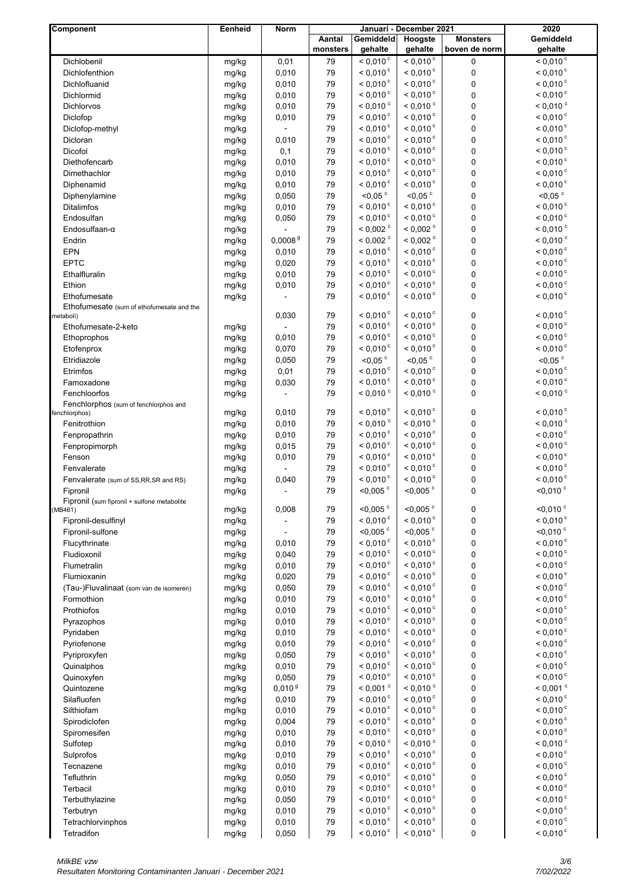| Component | Eenheid | Norm | Januari - December 2021 | | | | 2020 |
|---|---|---|---|---|---|---|---|
| | | | Aantal monsters | Gemiddeld gehalte | Hoogste gehalte | Monsters boven de norm | Gemiddeld gehalte |
| Dichlobenil | mg/kg | 0,01 | 79 | < 0,010 [c] | < 0,010 [c] | 0 | < 0,010 [c] |
| Dichlofenthion | mg/kg | 0,010 | 79 | < 0,010 [c] | < 0,010 [c] | 0 | < 0,010 [c] |
| Dichlofluanid | mg/kg | 0,010 | 79 | < 0,010 [c] | < 0,010 [c] | 0 | < 0,010 [c] |
| Dichlormid | mg/kg | 0,010 | 79 | < 0,010 [c] | < 0,010 [c] | 0 | < 0,010 [c] |
| Dichlorvos | mg/kg | 0,010 | 79 | < 0,010 [c] | < 0,010 [c] | 0 | < 0,010 [c] |
| Diclofop | mg/kg | 0,010 | 79 | < 0,010 [c] | < 0,010 [c] | 0 | < 0,010 [c] |
| Diclofop-methyl | mg/kg | - | 79 | < 0,010 [c] | < 0,010 [c] | 0 | < 0,010 [c] |
| Dicloran | mg/kg | 0,010 | 79 | < 0,010 [c] | < 0,010 [c] | 0 | < 0,010 [c] |
| Dicofol | mg/kg | 0,1 | 79 | < 0,010 [c] | < 0,010 [c] | 0 | < 0,010 [c] |
| Diethofencarb | mg/kg | 0,010 | 79 | < 0,010 [c] | < 0,010 [c] | 0 | < 0,010 [c] |
| Dimethachlor | mg/kg | 0,010 | 79 | < 0,010 [c] | < 0,010 [c] | 0 | < 0,010 [c] |
| Diphenamid | mg/kg | 0,010 | 79 | < 0,010 [c] | < 0,010 [c] | 0 | < 0,010 [c] |
| Diphenylamine | mg/kg | 0,050 | 79 | <0,05 [c] | <0,05 [c] | 0 | <0,05 [c] |
| Ditalimfos | mg/kg | 0,010 | 79 | < 0,010 [c] | < 0,010 [c] | 0 | < 0,010 [c] |
| Endosulfan | mg/kg | 0,050 | 79 | < 0,010 [c] | < 0,010 [c] | 0 | < 0,010 [c] |
| Endosulfaan-α | mg/kg | - | 79 | < 0,002 [c] | < 0,002 [c] | 0 | < 0,010 [c] |
| Endrin | mg/kg | 0,0008 [g] | 79 | < 0,002 [c] | < 0,002 [c] | 0 | < 0,010 [c] |
| EPN | mg/kg | 0,010 | 79 | < 0,010 [c] | < 0,010 [c] | 0 | < 0,010 [c] |
| EPTC | mg/kg | 0,020 | 79 | < 0,010 [c] | < 0,010 [c] | 0 | < 0,010 [c] |
| Ethalfluralin | mg/kg | 0,010 | 79 | < 0,010 [c] | < 0,010 [c] | 0 | < 0,010 [c] |
| Ethion | mg/kg | 0,010 | 79 | < 0,010 [c] | < 0,010 [c] | 0 | < 0,010 [c] |
| Ethofumesate | mg/kg | - | 79 | < 0,010 [c] | < 0,010 [c] | 0 | < 0,010 [c] |
| Ethofumesate (sum of ethofumesate and the metaboli) | | 0,030 | 79 | < 0,010 [c] | < 0,010 [c] | 0 | < 0,010 [c] |
| Ethofumesate-2-keto | mg/kg | - | 79 | < 0,010 [c] | < 0,010 [c] | 0 | < 0,010 [c] |
| Ethoprophos | mg/kg | 0,010 | 79 | < 0,010 [c] | < 0,010 [c] | 0 | < 0,010 [c] |
| Etofenprox | mg/kg | 0,070 | 79 | < 0,010 [c] | < 0,010 [c] | 0 | < 0,010 [c] |
| Etridiazole | mg/kg | 0,050 | 79 | <0,05 [c] | <0,05 [c] | 0 | <0,05 [c] |
| Etrimfos | mg/kg | 0,01 | 79 | < 0,010 [c] | < 0,010 [c] | 0 | < 0,010 [c] |
| Famoxadone | mg/kg | 0,030 | 79 | < 0,010 [c] | < 0,010 [c] | 0 | < 0,010 [c] |
| Fenchloorfos | mg/kg | - | 79 | < 0,010 [c] | < 0,010 [c] | 0 | < 0,010 [c] |
| Fenchlorphos (sum of fenchlorphos and fenchlorphos) | mg/kg | 0,010 | 79 | < 0,010 [c] | < 0,010 [c] | 0 | < 0,010 [c] |
| Fenitrothion | mg/kg | 0,010 | 79 | < 0,010 [c] | < 0,010 [c] | 0 | < 0,010 [c] |
| Fenpropathrin | mg/kg | 0,010 | 79 | < 0,010 [c] | < 0,010 [c] | 0 | < 0,010 [c] |
| Fenpropimorph | mg/kg | 0,015 | 79 | < 0,010 [c] | < 0,010 [c] | 0 | < 0,010 [c] |
| Fenson | mg/kg | 0,010 | 79 | < 0,010 [c] | < 0,010 [c] | 0 | < 0,010 [c] |
| Fenvalerate | mg/kg | - | 79 | < 0,010 [c] | < 0,010 [c] | 0 | < 0,010 [c] |
| Fenvalerate (sum of SS,RR,SR and RS) | mg/kg | 0,040 | 79 | < 0,010 [c] | < 0,010 [c] | 0 | < 0,010 [c] |
| Fipronil | mg/kg | - | 79 | <0,005 [c] | <0,005 [c] | 0 | <0,010 [c] |
| Fipronil (sum fipronil + sulfone metabolite (MB461) | mg/kg | 0,008 | 79 | <0,005 [c] | <0,005 [c] | 0 | <0,010 [c] |
| Fipronil-desulfinyl | mg/kg | - | 79 | < 0,010 [c] | < 0,010 [c] | 0 | < 0,010 [c] |
| Fipronil-sulfone | mg/kg | - | 79 | <0,005 [c] | <0,005 [c] | 0 | <0,010 [c] |
| Flucythrinate | mg/kg | 0,010 | 79 | < 0,010 [c] | < 0,010 [c] | 0 | < 0,010 [c] |
| Fludioxonil | mg/kg | 0,040 | 79 | < 0,010 [c] | < 0,010 [c] | 0 | < 0,010 [c] |
| Flumetralin | mg/kg | 0,010 | 79 | < 0,010 [c] | < 0,010 [c] | 0 | < 0,010 [c] |
| Flumioxanin | mg/kg | 0,020 | 79 | < 0,010 [c] | < 0,010 [c] | 0 | < 0,010 [c] |
| (Tau-)Fluvalinaat (som van de isomeren) | mg/kg | 0,050 | 79 | < 0,010 [c] | < 0,010 [c] | 0 | < 0,010 [c] |
| Formothion | mg/kg | 0,010 | 79 | < 0,010 [c] | < 0,010 [c] | 0 | < 0,010 [c] |
| Prothiofos | mg/kg | 0,010 | 79 | < 0,010 [c] | < 0,010 [c] | 0 | < 0,010 [c] |
| Pyrazophos | mg/kg | 0,010 | 79 | < 0,010 [c] | < 0,010 [c] | 0 | < 0,010 [c] |
| Pyridaben | mg/kg | 0,010 | 79 | < 0,010 [c] | < 0,010 [c] | 0 | < 0,010 [c] |
| Pyriofenone | mg/kg | 0,010 | 79 | < 0,010 [c] | < 0,010 [c] | 0 | < 0,010 [c] |
| Pyriproxyfen | mg/kg | 0,050 | 79 | < 0,010 [c] | < 0,010 [c] | 0 | < 0,010 [c] |
| Quinalphos | mg/kg | 0,010 | 79 | < 0,010 [c] | < 0,010 [c] | 0 | < 0,010 [c] |
| Quinoxyfen | mg/kg | 0,050 | 79 | < 0,010 [c] | < 0,010 [c] | 0 | < 0,010 [c] |
| Quintozene | mg/kg | 0,010 [g] | 79 | < 0,001 [c] | < 0,010 [c] | 0 | < 0,001 [c] |
| Silafluofen | mg/kg | 0,010 | 79 | < 0,010 [c] | < 0,010 [c] | 0 | < 0,010 [c] |
| Silthiofam | mg/kg | 0,010 | 79 | < 0,010 [c] | < 0,010 [c] | 0 | < 0,010 [c] |
| Spirodiclofen | mg/kg | 0,004 | 79 | < 0,010 [c] | < 0,010 [c] | 0 | < 0,010 [c] |
| Spiromesifen | mg/kg | 0,010 | 79 | < 0,010 [c] | < 0,010 [c] | 0 | < 0,010 [c] |
| Sulfotep | mg/kg | 0,010 | 79 | < 0,010 [c] | < 0,010 [c] | 0 | < 0,010 [c] |
| Sulprofos | mg/kg | 0,010 | 79 | < 0,010 [c] | < 0,010 [c] | 0 | < 0,010 [c] |
| Tecnazene | mg/kg | 0,010 | 79 | < 0,010 [c] | < 0,010 [c] | 0 | < 0,010 [c] |
| Tefluthrin | mg/kg | 0,050 | 79 | < 0,010 [c] | < 0,010 [c] | 0 | < 0,010 [c] |
| Terbacil | mg/kg | 0,010 | 79 | < 0,010 [c] | < 0,010 [c] | 0 | < 0,010 [c] |
| Terbuthylazine | mg/kg | 0,050 | 79 | < 0,010 [c] | < 0,010 [c] | 0 | < 0,010 [c] |
| Terbutryn | mg/kg | 0,010 | 79 | < 0,010 [c] | < 0,010 [c] | 0 | < 0,010 [c] |
| Tetrachlorvinphos | mg/kg | 0,010 | 79 | < 0,010 [c] | < 0,010 [c] | 0 | < 0,010 [c] |
| Tetradifon | mg/kg | 0,050 | 79 | < 0,010 [c] | < 0,010 [c] | 0 | < 0,010 [c] |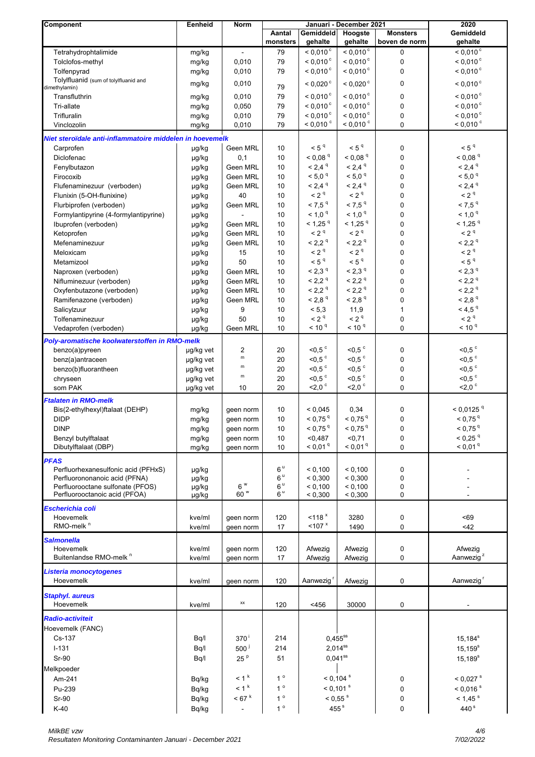| Component | Eenheid | Norm | Januari - December 2021 | | | | 2020 |
|---|---|---|---|---|---|---|---|
| | | | Aantal monsters | Gemiddeld gehalte | Hoogste gehalte | Monsters boven de norm | Gemiddeld gehalte |
| Tetrahydrophtalimide | mg/kg | - | 79 | < 0,010 [c] | < 0,010 [c] | 0 | < 0,010 [c] |
| Tolclofos-methyl | mg/kg | 0,010 | 79 | < 0,010 [c] | < 0,010 [c] | 0 | < 0,010 [c] |
| Tolfenpyrad | mg/kg | 0,010 | 79 | < 0,010 [c] | < 0,010 [c] | 0 | < 0,010 [c] |
| Tolylfluanid (sum of tolylfluanid and dimethylamin) | mg/kg | 0,010 | 79 | < 0,020 [c] | < 0,020 [c] | 0 | < 0,010 [c] |
| Transfluthrin | mg/kg | 0,010 | 79 | < 0,010 [c] | < 0,010 [c] | 0 | < 0,010 [c] |
| Tri-allate | mg/kg | 0,050 | 79 | < 0,010 [c] | < 0,010 [c] | 0 | < 0,010 [c] |
| Trifluralin | mg/kg | 0,010 | 79 | < 0,010 [c] | < 0,010 [c] | 0 | < 0,010 [c] |
| Vinclozolin | mg/kg | 0,010 | 79 | < 0,010 [c] | < 0,010 [c] | 0 | < 0,010 [c] |
| ***Niet steroïdale anti-inflammatoire middelen in hoevemelk*** | | | | | | | |
| Carprofen | µg/kg | Geen MRL | 10 | < 5 [q] | < 5 [q] | 0 | < 5 [q] |
| Diclofenac | µg/kg | 0,1 | 10 | < 0,08 [q] | < 0,08 [q] | 0 | < 0,08 [q] |
| Fenylbutazon | µg/kg | Geen MRL | 10 | < 2,4 [q] | < 2,4 [q] | 0 | < 2,4 [q] |
| Firocoxib | µg/kg | Geen MRL | 10 | < 5,0 [q] | < 5,0 [q] | 0 | < 5,0 [q] |
| Flufenaminezuur (verboden) | µg/kg | Geen MRL | 10 | < 2,4 [q] | < 2,4 [q] | 0 | < 2,4 [q] |
| Flunixin (5-OH-flunixine) | µg/kg | 40 | 10 | < 2 [q] | < 2 [q] | 0 | < 2 [q] |
| Flurbiprofen (verboden) | µg/kg | Geen MRL | 10 | < 7,5 [q] | < 7,5 [q] | 0 | < 7,5 [q] |
| Formylantipyrine (4-formylantipyrine) | µg/kg | - | 10 | < 1,0 [q] | < 1,0 [q] | 0 | < 1,0 [q] |
| Ibuprofen (verboden) | µg/kg | Geen MRL | 10 | < 1,25 [q] | < 1,25 [q] | 0 | < 1,25 [q] |
| Ketoprofen | µg/kg | Geen MRL | 10 | < 2 [q] | < 2 [q] | 0 | < 2 [q] |
| Mefenaminezuur | µg/kg | Geen MRL | 10 | < 2,2 [q] | < 2,2 [q] | 0 | < 2,2 [q] |
| Meloxicam | µg/kg | 15 | 10 | < 2 [q] | < 2 [q] | 0 | < 2 [q] |
| Metamizool | µg/kg | 50 | 10 | < 5 [q] | < 5 [q] | 0 | < 5 [q] |
| Naproxen (verboden) | µg/kg | Geen MRL | 10 | < 2,3 [q] | < 2,3 [q] | 0 | < 2,3 [q] |
| Nifluminezuur (verboden) | µg/kg | Geen MRL | 10 | < 2,2 [q] | < 2,2 [q] | 0 | < 2,2 [q] |
| Oxyfenbutazone (verboden) | µg/kg | Geen MRL | 10 | < 2,2 [q] | < 2,2 [q] | 0 | < 2,2 [q] |
| Ramifenazone (verboden) | µg/kg | Geen MRL | 10 | < 2,8 [q] | < 2,8 [q] | 0 | < 2,8 [q] |
| Salicylzuur | µg/kg | 9 | 10 | < 5,3 | 11,9 | 1 | < 4,5 [q] |
| Tolfenaminezuur | µg/kg | 50 | 10 | < 2 [q] | < 2 [q] | 0 | < 2 [q] |
| Vedaprofen (verboden) | µg/kg | Geen MRL | 10 | < 10 [q] | < 10 [q] | 0 | < 10 [q] |
| ***Poly-aromatische koolwaterstoffen in RMO-melk*** | | | | | | | |
| benzo(a)pyreen | µg/kg vet | 2 | 20 | <0,5 [c] | <0,5 [c] | 0 | <0,5 [c] |
| benz(a)antraceen | µg/kg vet | [m] | 20 | <0,5 [c] | <0,5 [c] | 0 | <0,5 [c] |
| benzo(b)fluorantheen | µg/kg vet | [m] | 20 | <0,5 [c] | <0,5 [c] | 0 | <0,5 [c] |
| chryseen | µg/kg vet | [m] | 20 | <0,5 [c] | <0,5 [c] | 0 | <0,5 [c] |
| som PAK | µg/kg vet | 10 | 20 | <2,0 [c] | <2,0 [c] | 0 | <2,0 [c] |
| ***Ftalaten in RMO-melk*** | | | | | | | |
| Bis(2-ethylhexyl)ftalaat (DEHP) | mg/kg | geen norm | 10 | < 0,045 | 0,34 | 0 | < 0,0125 [q] |
| DIDP | mg/kg | geen norm | 10 | < 0,75 [q] | < 0,75 [q] | 0 | < 0,75 [q] |
| DINP | mg/kg | geen norm | 10 | < 0,75 [q] | < 0,75 [q] | 0 | < 0,75 [q] |
| Benzyl butylftalaat | mg/kg | geen norm | 10 | <0,487 | <0,71 | 0 | < 0,25 [q] |
| Dibutylftalaat (DBP) | mg/kg | geen norm | 10 | < 0,01 [q] | < 0,01 [q] | 0 | < 0,01 [q] |
| ***PFAS*** | | | | | | | |
| Perfluorhexanesulfonic acid (PFHxS) | µg/kg | | 6 [u] | < 0,100 | < 0,100 | 0 | - |
| Perfluorononanoic acid (PFNA) | µg/kg | | 6 [u] | < 0,300 | < 0,300 | 0 | - |
| Perfluorooctane sulfonate (PFOS) | µg/kg | 6 [w] | 6 [u] | < 0,100 | < 0,100 | 0 | - |
| Perfluorooctanoic acid (PFOA) | µg/kg | 60 [w] | 6 [u] | < 0,300 | < 0,300 | 0 | - |
| ***Escherichia coli*** | | | | | | | |
| Hoevemelk | kve/ml | geen norm | 120 | <118 [x] | 3280 | 0 | <69 |
| RMO-melk [n] | kve/ml | geen norm | 17 | <107 [x] | 1490 | 0 | <42 |
| ***Salmonella*** | | | | | | | |
| Hoevemelk | kve/ml | geen norm | 120 | Afwezig | Afwezig | 0 | Afwezig |
| Buitenlandse RMO-melk [n] | kve/ml | geen norm | 17 | Afwezig | Afwezig | 0 | Aanwezig [z] |
| ***Listeria monocytogenes*** | | | | | | | |
| Hoevemelk | kve/ml | geen norm | 120 | Aanwezig [r] | Afwezig | 0 | Aanwezig [r] |
| ***Staphyl. aureus*** | | | | | | | |
| Hoevemelk | kve/ml | [xx] | 120 | <456 | 30000 | 0 | - |
| ***Radio-activiteit*** | | | | | | | |
| Hoevemelk (FANC) | | | | | | | |
| Cs-137 | Bq/l | 370 [i] | 214 | 0,455 [ss] | | | 15,184 [s] |
| I-131 | Bq/l | 500 [j] | 214 | 2,014 [ss] | | | 15,159 [s] |
| Sr-90 | Bq/l | 25 [p] | 51 | 0,041 [ss] | | | 15,189 [s] |
| Melkpoeder | | | | | | | |
| Am-241 | Bq/kg | < 1 [k] | 1 [o] | < 0,104 [s] | | 0 | < 0,027 [s] |
| Pu-239 | Bq/kg | < 1 [k] | 1 [o] | < 0,101 [s] | | 0 | < 0,016 [s] |
| Sr-90 | Bq/kg | < 67 [k] | 1 [o] | < 0,55 [s] | | 0 | < 1,45 [s] |
| K-40 | Bq/kg | - | 1 [o] | 455 [s] | | 0 | 440 [s] |

MilkBE vzw
Resultaten Monitoring Contaminanten Januari - December 2021
7/02/2022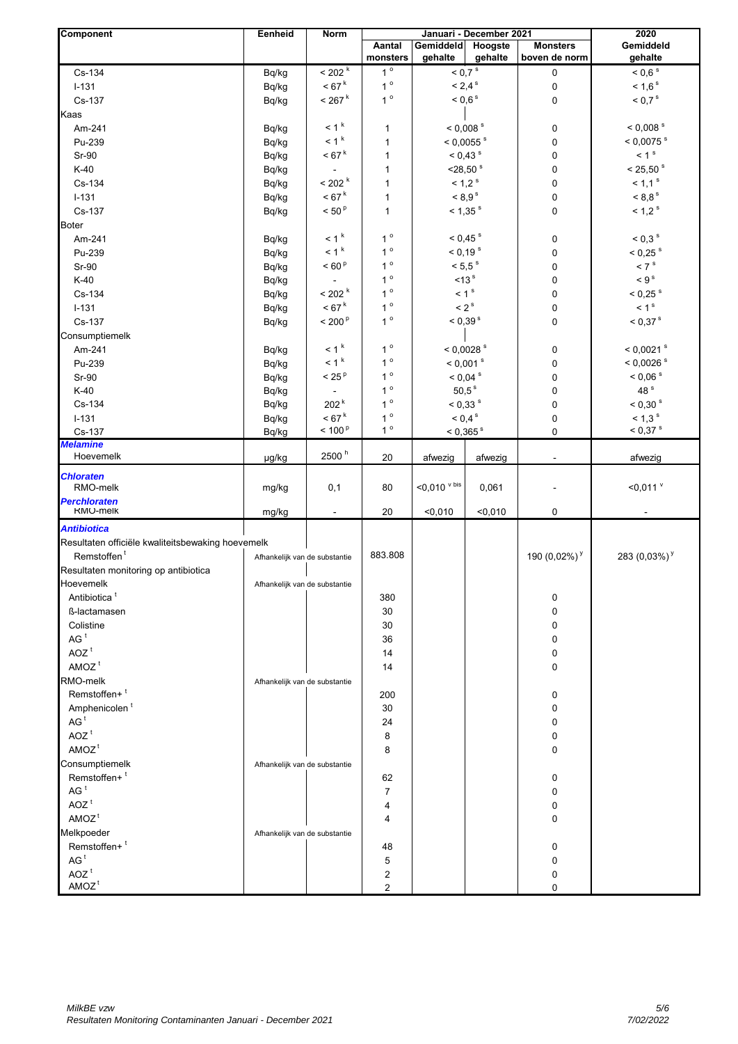| Component | Eenheid | Norm | Januari - December 2021 | | | | 2020 |
|---|---|---|---|---|---|---|---|
| | | | Aantal monsters | Gemiddeld gehalte | Hoogste gehalte | Monsters boven de norm | Gemiddeld gehalte |
| Cs-134 | Bq/kg | < 202 [k] | 1 [o] | < 0,7 [s] | | 0 | < 0,6 [s] |
| I-131 | Bq/kg | < 67 [k] | 1 [o] | < 2,4 [s] | | 0 | < 1,6 [s] |
| Cs-137 | Bq/kg | < 267 [k] | 1 [o] | < 0,6 [s] | | 0 | < 0,7 [s] |
| Kaas | | | | | | | |
| Am-241 | Bq/kg | < 1 [k] | 1 | < 0,008 [s] | | 0 | < 0,008 [s] |
| Pu-239 | Bq/kg | < 1 [k] | 1 | < 0,0055 [s] | | 0 | < 0,0075 [s] |
| Sr-90 | Bq/kg | < 67 [k] | 1 | < 0,43 [s] | | 0 | < 1 [s] |
| K-40 | Bq/kg | - | 1 | <28,50 [s] | | 0 | < 25,50 [s] |
| Cs-134 | Bq/kg | < 202 [k] | 1 | < 1,2 [s] | | 0 | < 1,1 [s] |
| I-131 | Bq/kg | < 67 [k] | 1 | < 8,9 [s] | | 0 | < 8,8 [s] |
| Cs-137 | Bq/kg | < 50 [p] | 1 | < 1,35 [s] | | 0 | < 1,2 [s] |
| Boter | | | | | | | |
| Am-241 | Bq/kg | < 1 [k] | 1 [o] | < 0,45 [s] | | 0 | < 0,3 [s] |
| Pu-239 | Bq/kg | < 1 [k] | 1 [o] | < 0,19 [s] | | 0 | < 0,25 [s] |
| Sr-90 | Bq/kg | < 60 [p] | 1 [o] | < 5,5 [s] | | 0 | < 7 [s] |
| K-40 | Bq/kg | - | 1 [o] | <13 [s] | | 0 | < 9 [s] |
| Cs-134 | Bq/kg | < 202 [k] | 1 [o] | < 1 [s] | | 0 | < 0,25 [s] |
| I-131 | Bq/kg | < 67 [k] | 1 [o] | < 2 [s] | | 0 | < 1 [s] |
| Cs-137 | Bq/kg | < 200 [p] | 1 [o] | < 0,39 [s] | | 0 | < 0,37 [s] |
| Consumptiemelk | | | | | | | |
| Am-241 | Bq/kg | < 1 [k] | 1 [o] | < 0,0028 [s] | | 0 | < 0,0021 [s] |
| Pu-239 | Bq/kg | < 1 [k] | 1 [o] | < 0,001 [s] | | 0 | < 0,0026 [s] |
| Sr-90 | Bq/kg | < 25 [p] | 1 [o] | < 0,04 [s] | | 0 | < 0,06 [s] |
| K-40 | Bq/kg | - | 1 [o] | 50,5 [s] | | 0 | 48 [s] |
| Cs-134 | Bq/kg | 202 [k] | 1 [o] | < 0,33 [s] | | 0 | < 0,30 [s] |
| I-131 | Bq/kg | < 67 [k] | 1 [o] | < 0,4 [s] | | 0 | < 1,3 [s] |
| Cs-137 | Bq/kg | < 100 [p] | 1 [o] | < 0,365 [s] | | 0 | < 0,37 [s] |
| ***Melamine*** | | | | | | | |
| Hoevemelk | µg/kg | 2500 [h] | 20 | afwezig | afwezig | - | afwezig |
| ***Chloraten*** | | | | | | | |
| RMO-melk | mg/kg | 0,1 | 80 | <0,010 [v bis] | 0,061 | - | <0,011 [v] |
| ***Perchloraten*** | | | | | | | |
| RMO-melk | mg/kg | - | 20 | <0,010 | <0,010 | 0 | - |
| ***Antibiotica*** | | | | | | | |
| Resultaten officiële kwaliteitsbewaking hoevemelk | | | | | | | |
| Remstoffen [t] | Afhankelijk van de substantie | | 883.808 | | | 190 (0,02%) [y] | 283 (0,03%) [y] |
| Resultaten monitoring op antibiotica | | | | | | | |
| Hoevemelk | Afhankelijk van de substantie | | | | | | |
| Antibiotica [t] | | | 380 | | | 0 | |
| ß-lactamasen | | | 30 | | | 0 | |
| Colistine | | | 30 | | | 0 | |
| AG [t] | | | 36 | | | 0 | |
| AOZ [t] | | | 14 | | | 0 | |
| AMOZ [t] | | | 14 | | | 0 | |
| RMO-melk | Afhankelijk van de substantie | | | | | | |
| Remstoffen+ [t] | | | 200 | | | 0 | |
| Amphenicolen [t] | | | 30 | | | 0 | |
| AG [t] | | | 24 | | | 0 | |
| AOZ [t] | | | 8 | | | 0 | |
| AMOZ [t] | | | 8 | | | 0 | |
| Consumptiemelk | Afhankelijk van de substantie | | | | | | |
| Remstoffen+ [t] | | | 62 | | | 0 | |
| AG [t] | | | 7 | | | 0 | |
| AOZ [t] | | | 4 | | | 0 | |
| AMOZ [t] | | | 4 | | | 0 | |
| Melkpoeder | Afhankelijk van de substantie | | | | | | |
| Remstoffen+ [t] | | | 48 | | | 0 | |
| AG [t] | | | 5 | | | 0 | |
| AOZ [t] | | | 2 | | | 0 | |
| AMOZ [t] | | | 2 | | | 0 | |

*MilkBE vzw*
*Resultaten Monitoring Contaminanten Januari - December 2021*

*7/02/2022*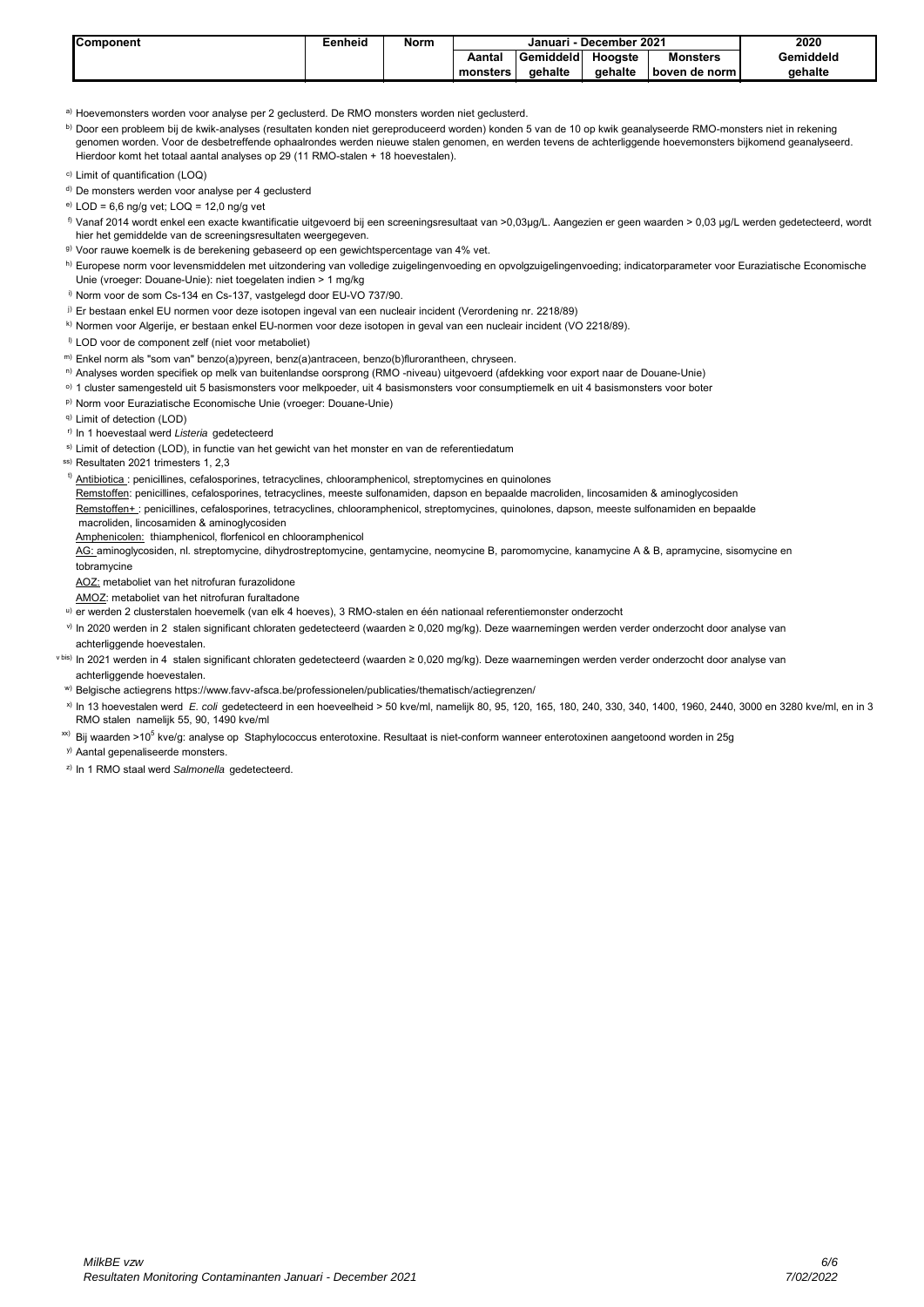| Component | Eenheid | Norm | Januari - December 2021 | | | | 2020 |
|---|---|---|---|---|---|---|---|
| | | | Aantal monsters | Gemiddeld gehalte | Hoogste gehalte | Monsters boven de norm | Gemiddeld gehalte |

[a] Hoevemonsters worden voor analyse per 2 geclusterd. De RMO monsters worden niet geclusterd.

[b] Door een probleem bij de kwik-analyses (resultaten konden niet gereproduceerd worden) konden 5 van de 10 op kwik geanalyseerde RMO-monsters niet in rekening genomen worden. Voor de desbetreffende ophaalrondes werden nieuwe stalen genomen, en werden tevens de achterliggende hoevemonsters bijkomend geanalyseerd. Hierdoor komt het totaal aantal analyses op 29 (11 RMO-stalen + 18 hoevestalen).

[c] Limit of quantification (LOQ)

[d] De monsters werden voor analyse per 4 geclusterd

[e] LOD = 6,6 ng/g vet; LOQ = 12,0 ng/g vet

[f] Vanaf 2014 wordt enkel een exacte kwantificatie uitgevoerd bij een screeningsresultaat van >0,03µg/L. Aangezien er geen waarden > 0,03 µg/L werden gedetecteerd, wordt hier het gemiddelde van de screeningsresultaten weergegeven.

[g] Voor rauwe koemelk is de berekening gebaseerd op een gewichtspercentage van 4% vet.

[h] Europese norm voor levensmiddelen met uitzondering van volledige zuigelingenvoeding en opvolgzuigelingenvoeding; indicatorparameter voor Euraziatische Economische Unie (vroeger: Douane-Unie): niet toegelaten indien > 1 mg/kg

[i] Norm voor de som Cs-134 en Cs-137, vastgelegd door EU-VO 737/90.

[j] Er bestaan enkel EU normen voor deze isotopen ingeval van een nucleair incident (Verordening nr. 2218/89)

[k] Normen voor Algerije, er bestaan enkel EU-normen voor deze isotopen in geval van een nucleair incident (VO 2218/89).

[l] LOD voor de component zelf (niet voor metaboliet)

[m] Enkel norm als "som van" benzo(a)pyreen, benz(a)antraceen, benzo(b)flurorantheen, chryseen.

[n] Analyses worden specifiek op melk van buitenlandse oorsprong (RMO -niveau) uitgevoerd (afdekking voor export naar de Douane-Unie)

[o] 1 cluster samengesteld uit 5 basismonsters voor melkpoeder, uit 4 basismonsters voor consumptiemelk en uit 4 basismonsters voor boter

[p] Norm voor Euraziatische Economische Unie (vroeger: Douane-Unie)

[q] Limit of detection (LOD)

[r] In 1 hoevestaal werd *Listeria* gedetecteerd

[s] Limit of detection (LOD), in functie van het gewicht van het monster en van de referentiedatum

[ss] Resultaten 2021 trimesters 1, 2,3

[t] Antibiotica : penicillines, cefalosporines, tetracyclines, chlooramphenicol, streptomycines en quinolones
Remstoffen: penicillines, cefalosporines, tetracyclines, meeste sulfonamiden, dapson en bepaalde macroliden, lincosamiden & aminoglycosiden
Remstoffen+ : penicillines, cefalosporines, tetracyclines, chlooramphenicol, streptomycines, quinolones, dapson, meeste sulfonamiden en bepaalde macroliden, lincosamiden & aminoglycosiden
Amphenicolen: thiamphenicol, florfenicol en chlooramphenicol
AG: aminoglycosiden, nl. streptomycine, dihydrostreptomycine, gentamycine, neomycine B, paromomycine, kanamycine A & B, apramycine, sisomycine en tobramycine
AOZ: metaboliet van het nitrofuran furazolidone
AMOZ: metaboliet van het nitrofuran furaltadone

[u] er werden 2 clusterstalen hoevemelk (van elk 4 hoeves), 3 RMO-stalen en één nationaal referentiemonster onderzocht

[v] In 2020 werden in 2 stalen significant chloraten gedetecteerd (waarden ≥ 0,020 mg/kg). Deze waarnemingen werden verder onderzocht door analyse van achterliggende hoevestalen.

[v bis] In 2021 werden in 4 stalen significant chloraten gedetecteerd (waarden ≥ 0,020 mg/kg). Deze waarnemingen werden verder onderzocht door analyse van achterliggende hoevestalen.

[w] Belgische actiegrens https://www.favv-afsca.be/professionelen/publicaties/thematisch/actiegrenzen/

[x] In 13 hoevestalen werd *E. coli* gedetecteerd in een hoeveelheid > 50 kve/ml, namelijk 80, 95, 120, 165, 180, 240, 330, 340, 1400, 1960, 2440, 3000 en 3280 kve/ml, en in 3 RMO stalen namelijk 55, 90, 1490 kve/ml

[xx] Bij waarden >$10^5$ kve/g: analyse op Staphylococcus enterotoxine. Resultaat is niet-conform wanneer enterotoxinen aangetoond worden in 25g

[y] Aantal gepenaliseerde monsters.

[z] In 1 RMO staal werd *Salmonella* gedetecteerd.